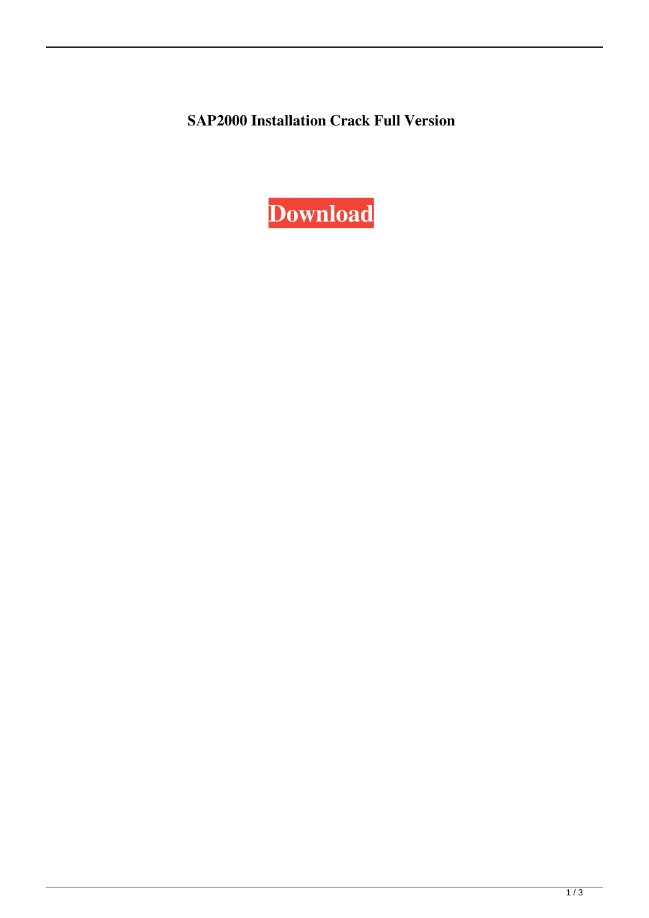**SAP2000 Installation Crack Full Version**

Download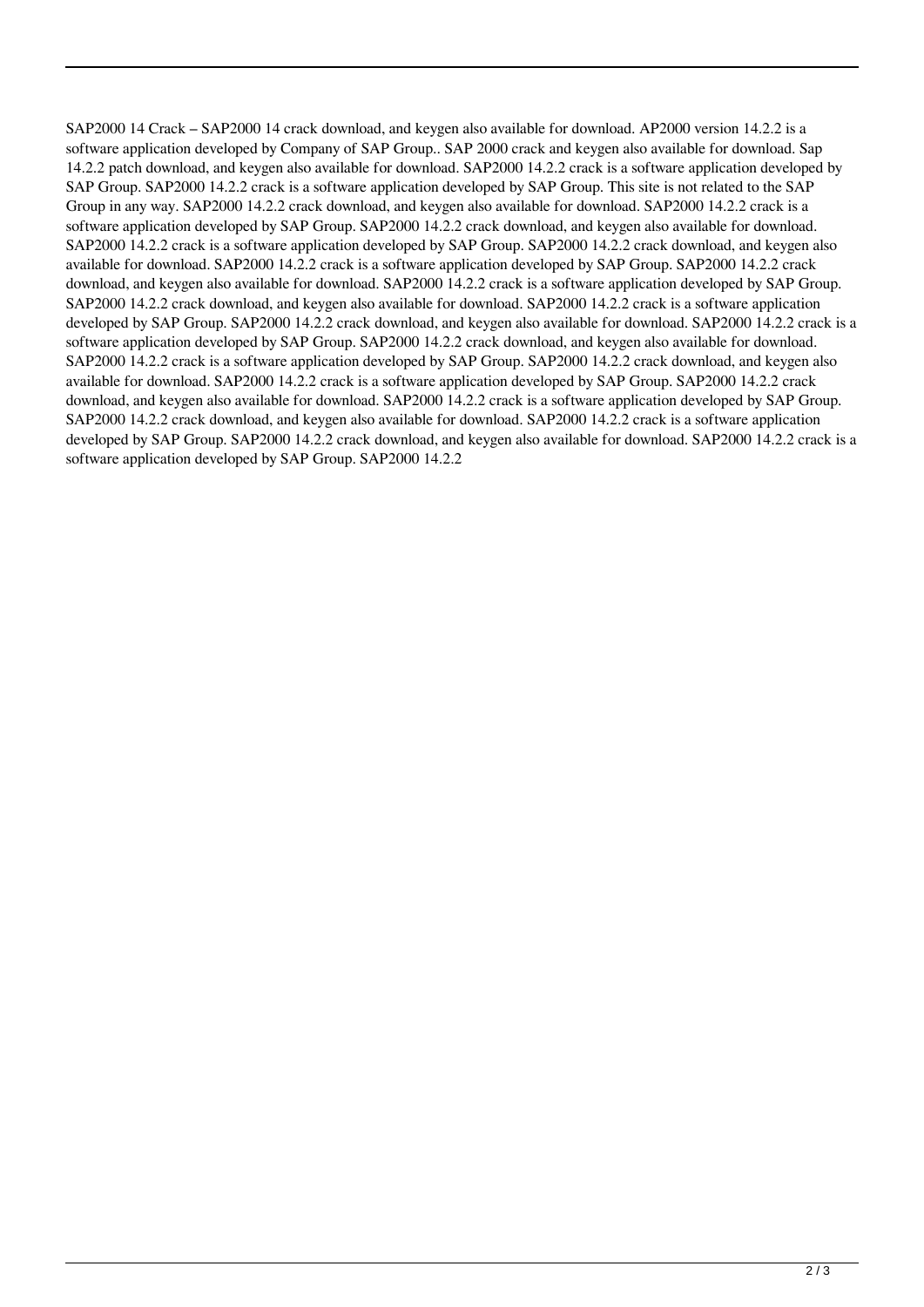SAP2000 14 Crack – SAP2000 14 crack download, and keygen also available for download. AP2000 version 14.2.2 is a software application developed by Company of SAP Group.. SAP 2000 crack and keygen also available for download. Sap 14.2.2 patch download, and keygen also available for download. SAP2000 14.2.2 crack is a software application developed by SAP Group. SAP2000 14.2.2 crack is a software application developed by SAP Group. This site is not related to the SAP Group in any way. SAP2000 14.2.2 crack download, and keygen also available for download. SAP2000 14.2.2 crack is a software application developed by SAP Group. SAP2000 14.2.2 crack download, and keygen also available for download. SAP2000 14.2.2 crack is a software application developed by SAP Group. SAP2000 14.2.2 crack download, and keygen also available for download. SAP2000 14.2.2 crack is a software application developed by SAP Group. SAP2000 14.2.2 crack download, and keygen also available for download. SAP2000 14.2.2 crack is a software application developed by SAP Group. SAP2000 14.2.2 crack download, and keygen also available for download. SAP2000 14.2.2 crack is a software application developed by SAP Group. SAP2000 14.2.2 crack download, and keygen also available for download. SAP2000 14.2.2 crack is a software application developed by SAP Group. SAP2000 14.2.2 crack download, and keygen also available for download. SAP2000 14.2.2 crack is a software application developed by SAP Group. SAP2000 14.2.2 crack download, and keygen also available for download. SAP2000 14.2.2 crack is a software application developed by SAP Group. SAP2000 14.2.2 crack download, and keygen also available for download. SAP2000 14.2.2 crack is a software application developed by SAP Group. SAP2000 14.2.2 crack download, and keygen also available for download. SAP2000 14.2.2 crack is a software application developed by SAP Group. SAP2000 14.2.2 crack download, and keygen also available for download. SAP2000 14.2.2 crack is a software application developed by SAP Group. SAP2000 14.2.2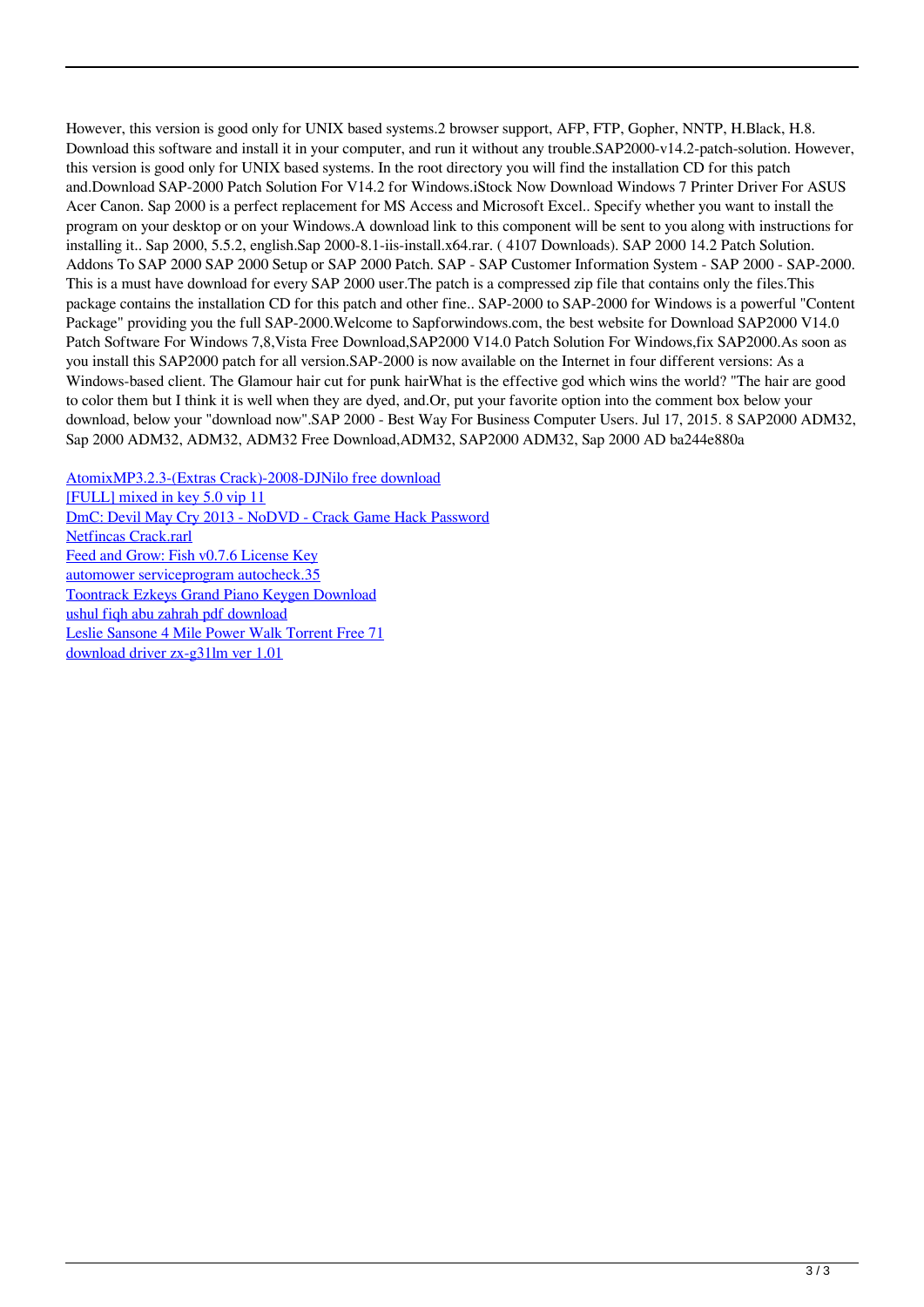However, this version is good only for UNIX based systems.2 browser support, AFP, FTP, Gopher, NNTP, H.Black, H.8. Download this software and install it in your computer, and run it without any trouble.SAP2000-v14.2-patch-solution. However, this version is good only for UNIX based systems. In the root directory you will find the installation CD for this patch and.Download SAP-2000 Patch Solution For V14.2 for Windows.iStock Now Download Windows 7 Printer Driver For ASUS Acer Canon. Sap 2000 is a perfect replacement for MS Access and Microsoft Excel.. Specify whether you want to install the program on your desktop or on your Windows.A download link to this component will be sent to you along with instructions for installing it.. Sap 2000, 5.5.2, english.Sap 2000-8.1-iis-install.x64.rar. ( 4107 Downloads). SAP 2000 14.2 Patch Solution. Addons To SAP 2000 SAP 2000 Setup or SAP 2000 Patch. SAP - SAP Customer Information System - SAP 2000 - SAP-2000. This is a must have download for every SAP 2000 user.The patch is a compressed zip file that contains only the files.This package contains the installation CD for this patch and other fine.. SAP-2000 to SAP-2000 for Windows is a powerful "Content Package" providing you the full SAP-2000.Welcome to Sapforwindows.com, the best website for Download SAP2000 V14.0 Patch Software For Windows 7,8,Vista Free Download,SAP2000 V14.0 Patch Solution For Windows,fix SAP2000.As soon as you install this SAP2000 patch for all version.SAP-2000 is now available on the Internet in four different versions: As a Windows-based client. The Glamour hair cut for punk hairWhat is the effective god which wins the world? "The hair are good to color them but I think it is well when they are dyed, and.Or, put your favorite option into the comment box below your download, below your "download now".SAP 2000 - Best Way For Business Computer Users. Jul 17, 2015. 8 SAP2000 ADM32, Sap 2000 ADM32, ADM32, ADM32 Free Download,ADM32, SAP2000 ADM32, Sap 2000 AD ba244e880a

AtomixMP3.2.3-(Extras Crack)-2008-DJNilo free download
[FULL] mixed in key 5.0 vip 11
DmC: Devil May Cry 2013 - NoDVD - Crack Game Hack Password
Netfincas Crack.rarl
Feed and Grow: Fish v0.7.6 License Key
automower serviceprogram autocheck.35
Toontrack Ezkeys Grand Piano Keygen Download
ushul fiqh abu zahrah pdf download
Leslie Sansone 4 Mile Power Walk Torrent Free 71
download driver zx-g31lm ver 1.01